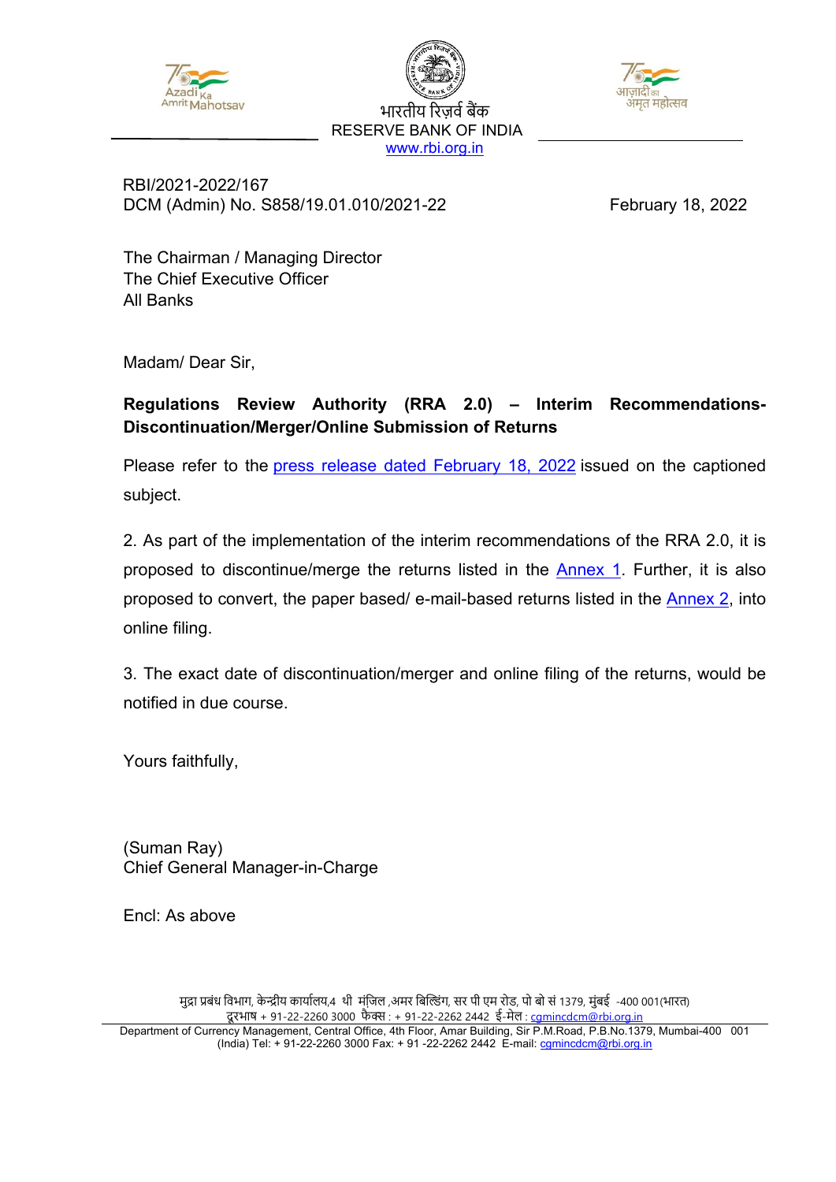भारतीय रिज़र्व बैंक
RESERVE BANK OF INDIA
www.rbi.org.in

RBI/2021-2022/167
DCM (Admin) No. S858/19.01.010/2021-22

February 18, 2022

The Chairman / Managing Director
The Chief Executive Officer
All Banks

Madam/ Dear Sir,

**Regulations Review Authority (RRA 2.0) – Interim Recommendations-Discontinuation/Merger/Online Submission of Returns**

Please refer to the press release dated February 18, 2022 issued on the captioned subject.

2. As part of the implementation of the interim recommendations of the RRA 2.0, it is proposed to discontinue/merge the returns listed in the Annex 1. Further, it is also proposed to convert, the paper based/ e-mail-based returns listed in the Annex 2, into online filing.

3. The exact date of discontinuation/merger and online filing of the returns, would be notified in due course.

Yours faithfully,

(Suman Ray)
Chief General Manager-in-Charge

Encl: As above

मुद्रा प्रबंध विभाग, केन्द्रीय कार्यालय,4 थी मंज़िल ,अमर बिल्डिंग, सर पी एम रोड, पो बो सं 1379, मुंबई -400 001(भारत)
दूरभाष + 91-22-2260 3000 फैक्स : + 91-22-2262 2442 ई-मेल : cgmincdcm@rbi.org.in
Department of Currency Management, Central Office, 4th Floor, Amar Building, Sir P.M.Road, P.B.No.1379, Mumbai-400 001 (India) Tel: + 91-22-2260 3000 Fax: + 91 -22-2262 2442 E-mail: cgmincdcm@rbi.org.in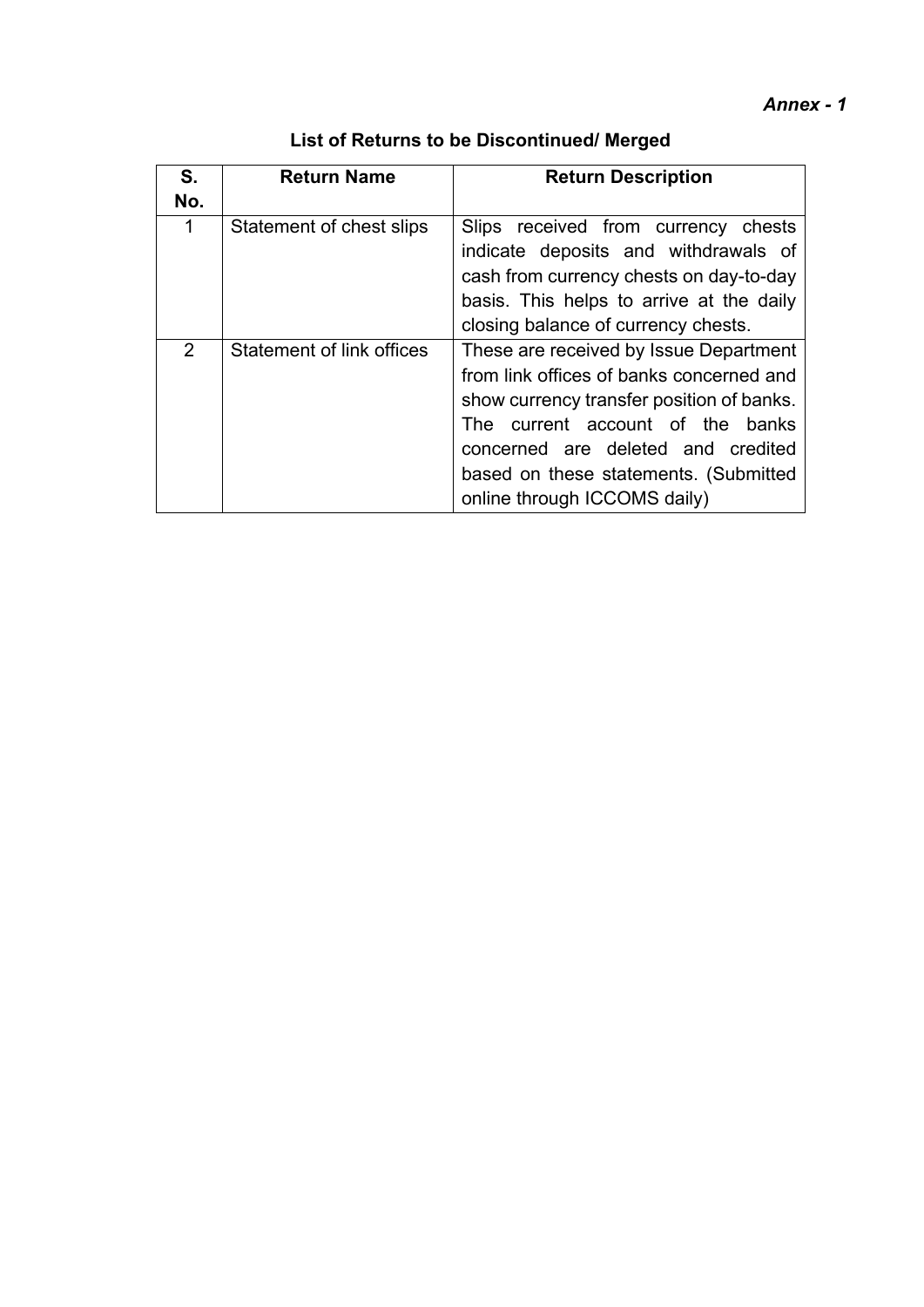*Annex - 1*

## List of Returns to be Discontinued/ Merged

| S. No. | Return Name | Return Description |
|---|---|---|
| 1 | Statement of chest slips | Slips received from currency chests indicate deposits and withdrawals of cash from currency chests on day-to-day basis. This helps to arrive at the daily closing balance of currency chests. |
| 2 | Statement of link offices | These are received by Issue Department from link offices of banks concerned and show currency transfer position of banks. The current account of the banks concerned are deleted and credited based on these statements. (Submitted online through ICCOMS daily) |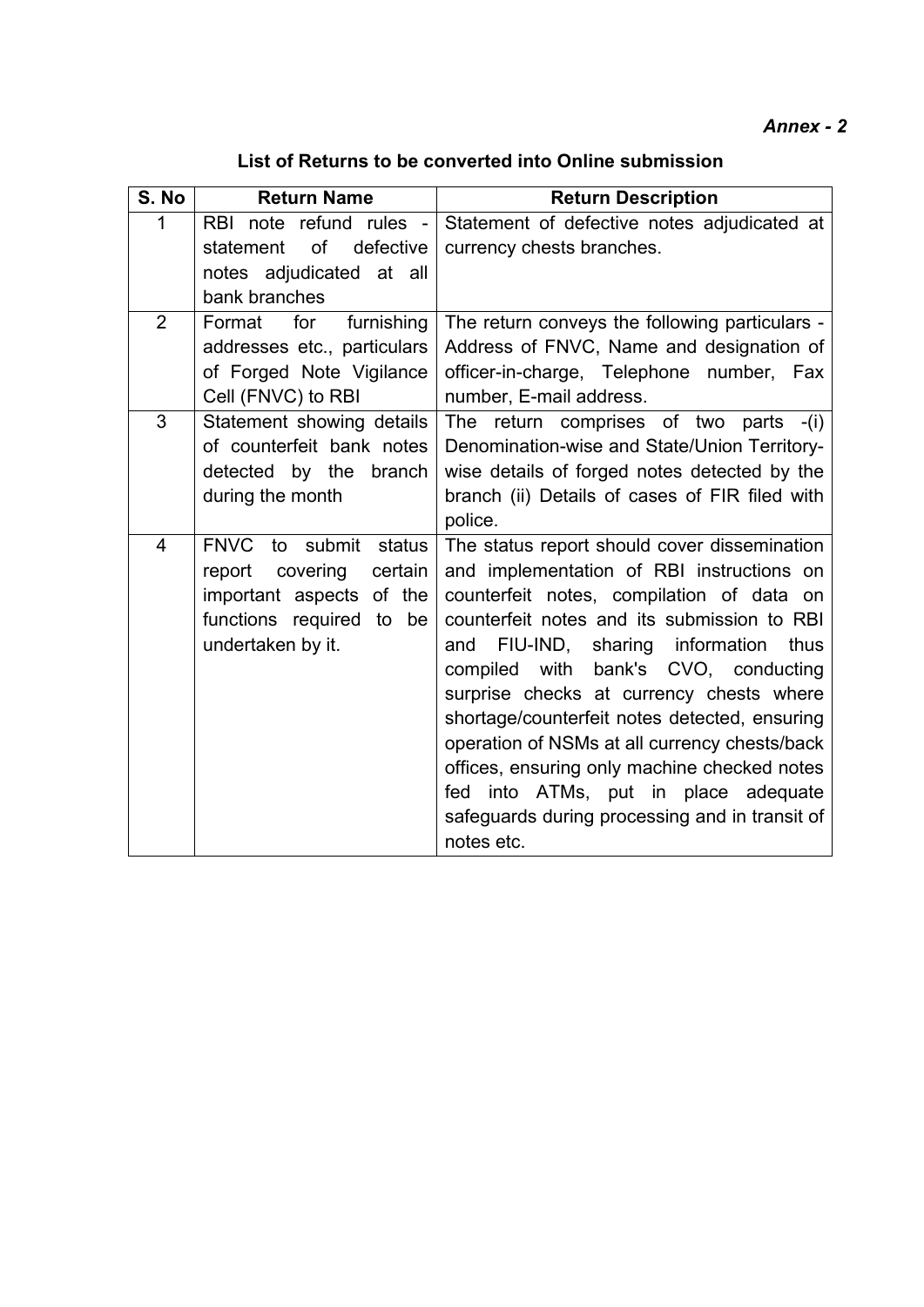*Annex - 2*

**List of Returns to be converted into Online submission**

| S. No | Return Name | Return Description |
|---|---|---|
| 1 | RBI note refund rules - statement of defective notes adjudicated at all bank branches | Statement of defective notes adjudicated at currency chests branches. |
| 2 | Format for furnishing addresses etc., particulars of Forged Note Vigilance Cell (FNVC) to RBI | The return conveys the following particulars - Address of FNVC, Name and designation of officer-in-charge, Telephone number, Fax number, E-mail address. |
| 3 | Statement showing details of counterfeit bank notes detected by the branch during the month | The return comprises of two parts -(i) Denomination-wise and State/Union Territory-wise details of forged notes detected by the branch (ii) Details of cases of FIR filed with police. |
| 4 | FNVC to submit status report covering certain important aspects of the functions required to be undertaken by it. | The status report should cover dissemination and implementation of RBI instructions on counterfeit notes, compilation of data on counterfeit notes and its submission to RBI and FIU-IND, sharing information thus compiled with bank's CVO, conducting surprise checks at currency chests where shortage/counterfeit notes detected, ensuring operation of NSMs at all currency chests/back offices, ensuring only machine checked notes fed into ATMs, put in place adequate safeguards during processing and in transit of notes etc. |